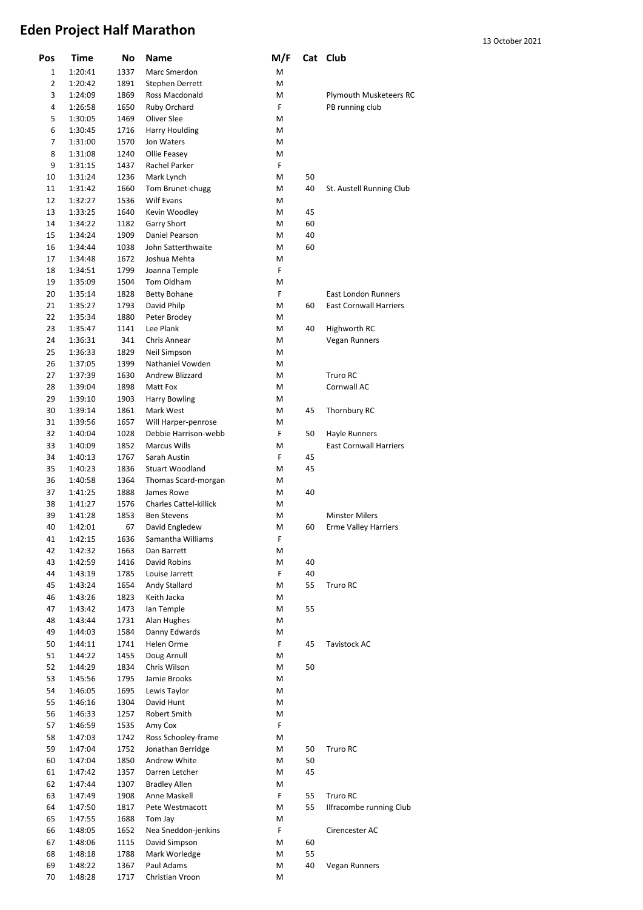# Eden Project Half Marathon

13 October 2021

| Pos | Time | No | Name | M/F | Cat | Club |
|---|---|---|---|---|---|---|
| 1 | 1:20:41 | 1337 | Marc Smerdon | M | | |
| 2 | 1:20:42 | 1891 | Stephen Derrett | M | | |
| 3 | 1:24:09 | 1869 | Ross Macdonald | M | | Plymouth Musketeers RC |
| 4 | 1:26:58 | 1650 | Ruby Orchard | F | | PB running club |
| 5 | 1:30:05 | 1469 | Oliver Slee | M | | |
| 6 | 1:30:45 | 1716 | Harry Houlding | M | | |
| 7 | 1:31:00 | 1570 | Jon Waters | M | | |
| 8 | 1:31:08 | 1240 | Ollie Feasey | M | | |
| 9 | 1:31:15 | 1437 | Rachel Parker | F | | |
| 10 | 1:31:24 | 1236 | Mark Lynch | M | 50 | |
| 11 | 1:31:42 | 1660 | Tom Brunet-chugg | M | 40 | St. Austell Running Club |
| 12 | 1:32:27 | 1536 | Wilf Evans | M | | |
| 13 | 1:33:25 | 1640 | Kevin Woodley | M | 45 | |
| 14 | 1:34:22 | 1182 | Garry Short | M | 60 | |
| 15 | 1:34:24 | 1909 | Daniel Pearson | M | 40 | |
| 16 | 1:34:44 | 1038 | John Satterthwaite | M | 60 | |
| 17 | 1:34:48 | 1672 | Joshua Mehta | M | | |
| 18 | 1:34:51 | 1799 | Joanna Temple | F | | |
| 19 | 1:35:09 | 1504 | Tom Oldham | M | | |
| 20 | 1:35:14 | 1828 | Betty Bohane | F | | East London Runners |
| 21 | 1:35:27 | 1793 | David Philp | M | 60 | East Cornwall Harriers |
| 22 | 1:35:34 | 1880 | Peter Brodey | M | | |
| 23 | 1:35:47 | 1141 | Lee Plank | M | 40 | Highworth RC |
| 24 | 1:36:31 | 341 | Chris Annear | M | | Vegan Runners |
| 25 | 1:36:33 | 1829 | Neil Simpson | M | | |
| 26 | 1:37:05 | 1399 | Nathaniel Vowden | M | | |
| 27 | 1:37:39 | 1630 | Andrew Blizzard | M | | Truro RC |
| 28 | 1:39:04 | 1898 | Matt Fox | M | | Cornwall AC |
| 29 | 1:39:10 | 1903 | Harry Bowling | M | | |
| 30 | 1:39:14 | 1861 | Mark West | M | 45 | Thornbury RC |
| 31 | 1:39:56 | 1657 | Will Harper-penrose | M | | |
| 32 | 1:40:04 | 1028 | Debbie Harrison-webb | F | 50 | Hayle Runners |
| 33 | 1:40:09 | 1852 | Marcus Wills | M | | East Cornwall Harriers |
| 34 | 1:40:13 | 1767 | Sarah Austin | F | 45 | |
| 35 | 1:40:23 | 1836 | Stuart Woodland | M | 45 | |
| 36 | 1:40:58 | 1364 | Thomas Scard-morgan | M | | |
| 37 | 1:41:25 | 1888 | James Rowe | M | 40 | |
| 38 | 1:41:27 | 1576 | Charles Cattel-killick | M | | |
| 39 | 1:41:28 | 1853 | Ben Stevens | M | | Minster Milers |
| 40 | 1:42:01 | 67 | David Engledew | M | 60 | Erme Valley Harriers |
| 41 | 1:42:15 | 1636 | Samantha Williams | F | | |
| 42 | 1:42:32 | 1663 | Dan Barrett | M | | |
| 43 | 1:42:59 | 1416 | David Robins | M | 40 | |
| 44 | 1:43:19 | 1785 | Louise Jarrett | F | 40 | |
| 45 | 1:43:24 | 1654 | Andy Stallard | M | 55 | Truro RC |
| 46 | 1:43:26 | 1823 | Keith Jacka | M | | |
| 47 | 1:43:42 | 1473 | Ian Temple | M | 55 | |
| 48 | 1:43:44 | 1731 | Alan Hughes | M | | |
| 49 | 1:44:03 | 1584 | Danny Edwards | M | | |
| 50 | 1:44:11 | 1741 | Helen Orme | F | 45 | Tavistock AC |
| 51 | 1:44:22 | 1455 | Doug Arnull | M | | |
| 52 | 1:44:29 | 1834 | Chris Wilson | M | 50 | |
| 53 | 1:45:56 | 1795 | Jamie Brooks | M | | |
| 54 | 1:46:05 | 1695 | Lewis Taylor | M | | |
| 55 | 1:46:16 | 1304 | David Hunt | M | | |
| 56 | 1:46:33 | 1257 | Robert Smith | M | | |
| 57 | 1:46:59 | 1535 | Amy Cox | F | | |
| 58 | 1:47:03 | 1742 | Ross Schooley-frame | M | | |
| 59 | 1:47:04 | 1752 | Jonathan Berridge | M | 50 | Truro RC |
| 60 | 1:47:04 | 1850 | Andrew White | M | 50 | |
| 61 | 1:47:42 | 1357 | Darren Letcher | M | 45 | |
| 62 | 1:47:44 | 1307 | Bradley Allen | M | | |
| 63 | 1:47:49 | 1908 | Anne Maskell | F | 55 | Truro RC |
| 64 | 1:47:50 | 1817 | Pete Westmacott | M | 55 | Ilfracombe running Club |
| 65 | 1:47:55 | 1688 | Tom Jay | M | | |
| 66 | 1:48:05 | 1652 | Nea Sneddon-jenkins | F | | Cirencester AC |
| 67 | 1:48:06 | 1115 | David Simpson | M | 60 | |
| 68 | 1:48:18 | 1788 | Mark Worledge | M | 55 | |
| 69 | 1:48:22 | 1367 | Paul Adams | M | 40 | Vegan Runners |
| 70 | 1:48:28 | 1717 | Christian Vroon | M | | |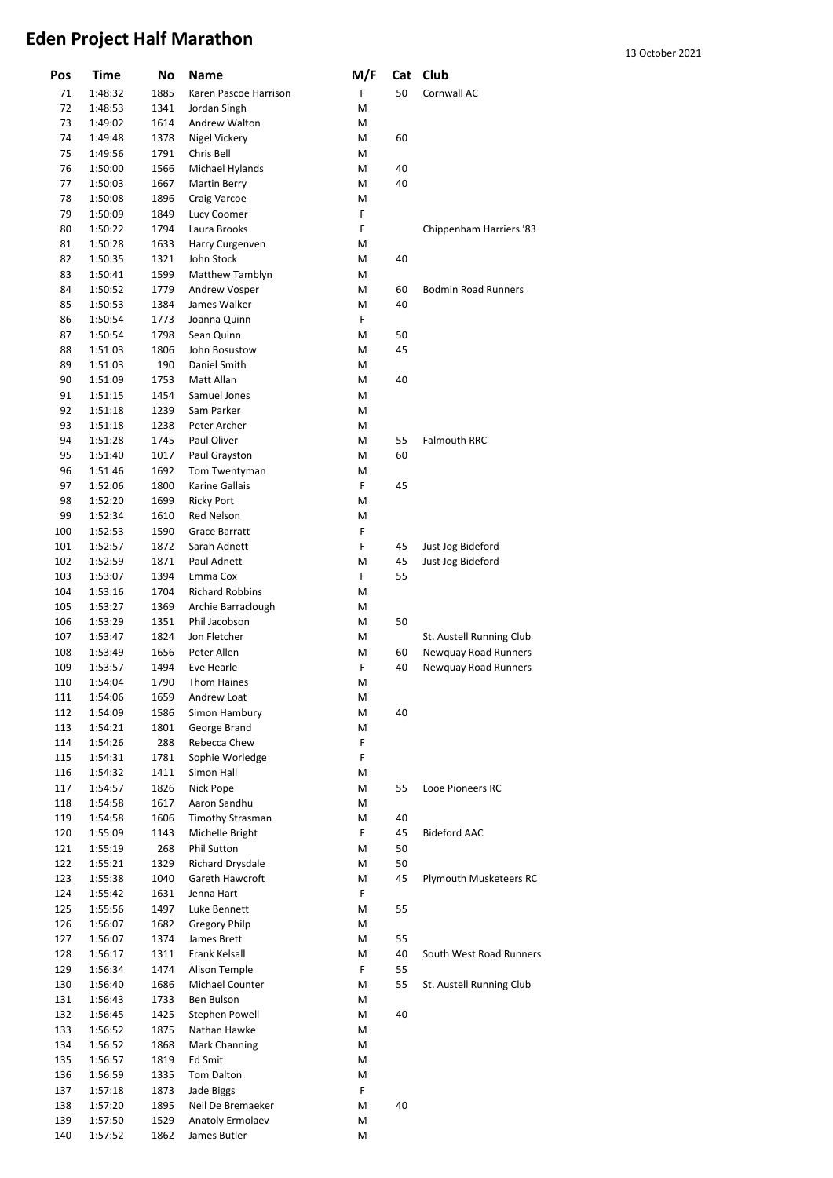# Eden Project Half Marathon

13 October 2021

| Pos | Time | No | Name | M/F | Cat | Club |
|---|---|---|---|---|---|---|
| 71 | 1:48:32 | 1885 | Karen Pascoe Harrison | F | 50 | Cornwall AC |
| 72 | 1:48:53 | 1341 | Jordan Singh | M | | |
| 73 | 1:49:02 | 1614 | Andrew Walton | M | | |
| 74 | 1:49:48 | 1378 | Nigel Vickery | M | 60 | |
| 75 | 1:49:56 | 1791 | Chris Bell | M | | |
| 76 | 1:50:00 | 1566 | Michael Hylands | M | 40 | |
| 77 | 1:50:03 | 1667 | Martin Berry | M | 40 | |
| 78 | 1:50:08 | 1896 | Craig Varcoe | M | | |
| 79 | 1:50:09 | 1849 | Lucy Coomer | F | | |
| 80 | 1:50:22 | 1794 | Laura Brooks | F | | Chippenham Harriers '83 |
| 81 | 1:50:28 | 1633 | Harry Curgenven | M | | |
| 82 | 1:50:35 | 1321 | John Stock | M | 40 | |
| 83 | 1:50:41 | 1599 | Matthew Tamblyn | M | | |
| 84 | 1:50:52 | 1779 | Andrew Vosper | M | 60 | Bodmin Road Runners |
| 85 | 1:50:53 | 1384 | James Walker | M | 40 | |
| 86 | 1:50:54 | 1773 | Joanna Quinn | F | | |
| 87 | 1:50:54 | 1798 | Sean Quinn | M | 50 | |
| 88 | 1:51:03 | 1806 | John Bosustow | M | 45 | |
| 89 | 1:51:03 | 190 | Daniel Smith | M | | |
| 90 | 1:51:09 | 1753 | Matt Allan | M | 40 | |
| 91 | 1:51:15 | 1454 | Samuel Jones | M | | |
| 92 | 1:51:18 | 1239 | Sam Parker | M | | |
| 93 | 1:51:18 | 1238 | Peter Archer | M | | |
| 94 | 1:51:28 | 1745 | Paul Oliver | M | 55 | Falmouth RRC |
| 95 | 1:51:40 | 1017 | Paul Grayston | M | 60 | |
| 96 | 1:51:46 | 1692 | Tom Twentyman | M | | |
| 97 | 1:52:06 | 1800 | Karine Gallais | F | 45 | |
| 98 | 1:52:20 | 1699 | Ricky Port | M | | |
| 99 | 1:52:34 | 1610 | Red Nelson | M | | |
| 100 | 1:52:53 | 1590 | Grace Barratt | F | | |
| 101 | 1:52:57 | 1872 | Sarah Adnett | F | 45 | Just Jog Bideford |
| 102 | 1:52:59 | 1871 | Paul Adnett | M | 45 | Just Jog Bideford |
| 103 | 1:53:07 | 1394 | Emma Cox | F | 55 | |
| 104 | 1:53:16 | 1704 | Richard Robbins | M | | |
| 105 | 1:53:27 | 1369 | Archie Barraclough | M | | |
| 106 | 1:53:29 | 1351 | Phil Jacobson | M | 50 | |
| 107 | 1:53:47 | 1824 | Jon Fletcher | M | | St. Austell Running Club |
| 108 | 1:53:49 | 1656 | Peter Allen | M | 60 | Newquay Road Runners |
| 109 | 1:53:57 | 1494 | Eve Hearle | F | 40 | Newquay Road Runners |
| 110 | 1:54:04 | 1790 | Thom Haines | M | | |
| 111 | 1:54:06 | 1659 | Andrew Loat | M | | |
| 112 | 1:54:09 | 1586 | Simon Hambury | M | 40 | |
| 113 | 1:54:21 | 1801 | George Brand | M | | |
| 114 | 1:54:26 | 288 | Rebecca Chew | F | | |
| 115 | 1:54:31 | 1781 | Sophie Worledge | F | | |
| 116 | 1:54:32 | 1411 | Simon Hall | M | | |
| 117 | 1:54:57 | 1826 | Nick Pope | M | 55 | Looe Pioneers RC |
| 118 | 1:54:58 | 1617 | Aaron Sandhu | M | | |
| 119 | 1:54:58 | 1606 | Timothy Strasman | M | 40 | |
| 120 | 1:55:09 | 1143 | Michelle Bright | F | 45 | Bideford AAC |
| 121 | 1:55:19 | 268 | Phil Sutton | M | 50 | |
| 122 | 1:55:21 | 1329 | Richard Drysdale | M | 50 | |
| 123 | 1:55:38 | 1040 | Gareth Hawcroft | M | 45 | Plymouth Musketeers RC |
| 124 | 1:55:42 | 1631 | Jenna Hart | F | | |
| 125 | 1:55:56 | 1497 | Luke Bennett | M | 55 | |
| 126 | 1:56:07 | 1682 | Gregory Philp | M | | |
| 127 | 1:56:07 | 1374 | James Brett | M | 55 | |
| 128 | 1:56:17 | 1311 | Frank Kelsall | M | 40 | South West Road Runners |
| 129 | 1:56:34 | 1474 | Alison Temple | F | 55 | |
| 130 | 1:56:40 | 1686 | Michael Counter | M | 55 | St. Austell Running Club |
| 131 | 1:56:43 | 1733 | Ben Bulson | M | | |
| 132 | 1:56:45 | 1425 | Stephen Powell | M | 40 | |
| 133 | 1:56:52 | 1875 | Nathan Hawke | M | | |
| 134 | 1:56:52 | 1868 | Mark Channing | M | | |
| 135 | 1:56:57 | 1819 | Ed Smit | M | | |
| 136 | 1:56:59 | 1335 | Tom Dalton | M | | |
| 137 | 1:57:18 | 1873 | Jade Biggs | F | | |
| 138 | 1:57:20 | 1895 | Neil De Bremaeker | M | 40 | |
| 139 | 1:57:50 | 1529 | Anatoly Ermolaev | M | | |
| 140 | 1:57:52 | 1862 | James Butler | M | | |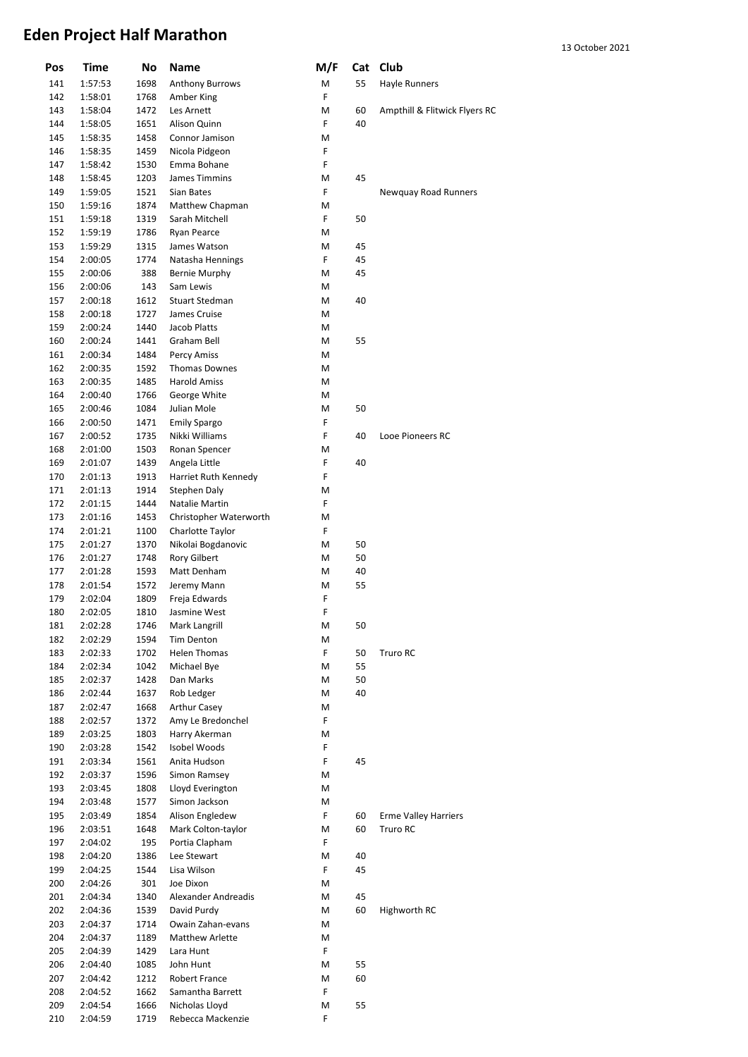# Eden Project Half Marathon

13 October 2021

| Pos | Time | No | Name | M/F | Cat | Club |
|---|---|---|---|---|---|---|
| 141 | 1:57:53 | 1698 | Anthony Burrows | M | 55 | Hayle Runners |
| 142 | 1:58:01 | 1768 | Amber King | F | | |
| 143 | 1:58:04 | 1472 | Les Arnett | M | 60 | Ampthill & Flitwick Flyers RC |
| 144 | 1:58:05 | 1651 | Alison Quinn | F | 40 | |
| 145 | 1:58:35 | 1458 | Connor Jamison | M | | |
| 146 | 1:58:35 | 1459 | Nicola Pidgeon | F | | |
| 147 | 1:58:42 | 1530 | Emma Bohane | F | | |
| 148 | 1:58:45 | 1203 | James Timmins | M | 45 | |
| 149 | 1:59:05 | 1521 | Sian Bates | F | | Newquay Road Runners |
| 150 | 1:59:16 | 1874 | Matthew Chapman | M | | |
| 151 | 1:59:18 | 1319 | Sarah Mitchell | F | 50 | |
| 152 | 1:59:19 | 1786 | Ryan Pearce | M | | |
| 153 | 1:59:29 | 1315 | James Watson | M | 45 | |
| 154 | 2:00:05 | 1774 | Natasha Hennings | F | 45 | |
| 155 | 2:00:06 | 388 | Bernie Murphy | M | 45 | |
| 156 | 2:00:06 | 143 | Sam Lewis | M | | |
| 157 | 2:00:18 | 1612 | Stuart Stedman | M | 40 | |
| 158 | 2:00:18 | 1727 | James Cruise | M | | |
| 159 | 2:00:24 | 1440 | Jacob Platts | M | | |
| 160 | 2:00:24 | 1441 | Graham Bell | M | 55 | |
| 161 | 2:00:34 | 1484 | Percy Amiss | M | | |
| 162 | 2:00:35 | 1592 | Thomas Downes | M | | |
| 163 | 2:00:35 | 1485 | Harold Amiss | M | | |
| 164 | 2:00:40 | 1766 | George White | M | | |
| 165 | 2:00:46 | 1084 | Julian Mole | M | 50 | |
| 166 | 2:00:50 | 1471 | Emily Spargo | F | | |
| 167 | 2:00:52 | 1735 | Nikki Williams | F | 40 | Looe Pioneers RC |
| 168 | 2:01:00 | 1503 | Ronan Spencer | M | | |
| 169 | 2:01:07 | 1439 | Angela Little | F | 40 | |
| 170 | 2:01:13 | 1913 | Harriet Ruth Kennedy | F | | |
| 171 | 2:01:13 | 1914 | Stephen Daly | M | | |
| 172 | 2:01:15 | 1444 | Natalie Martin | F | | |
| 173 | 2:01:16 | 1453 | Christopher Waterworth | M | | |
| 174 | 2:01:21 | 1100 | Charlotte Taylor | F | | |
| 175 | 2:01:27 | 1370 | Nikolai Bogdanovic | M | 50 | |
| 176 | 2:01:27 | 1748 | Rory Gilbert | M | 50 | |
| 177 | 2:01:28 | 1593 | Matt Denham | M | 40 | |
| 178 | 2:01:54 | 1572 | Jeremy Mann | M | 55 | |
| 179 | 2:02:04 | 1809 | Freja Edwards | F | | |
| 180 | 2:02:05 | 1810 | Jasmine West | F | | |
| 181 | 2:02:28 | 1746 | Mark Langrill | M | 50 | |
| 182 | 2:02:29 | 1594 | Tim Denton | M | | |
| 183 | 2:02:33 | 1702 | Helen Thomas | F | 50 | Truro RC |
| 184 | 2:02:34 | 1042 | Michael Bye | M | 55 | |
| 185 | 2:02:37 | 1428 | Dan Marks | M | 50 | |
| 186 | 2:02:44 | 1637 | Rob Ledger | M | 40 | |
| 187 | 2:02:47 | 1668 | Arthur Casey | M | | |
| 188 | 2:02:57 | 1372 | Amy Le Bredonchel | F | | |
| 189 | 2:03:25 | 1803 | Harry Akerman | M | | |
| 190 | 2:03:28 | 1542 | Isobel Woods | F | | |
| 191 | 2:03:34 | 1561 | Anita Hudson | F | 45 | |
| 192 | 2:03:37 | 1596 | Simon Ramsey | M | | |
| 193 | 2:03:45 | 1808 | Lloyd Everington | M | | |
| 194 | 2:03:48 | 1577 | Simon Jackson | M | | |
| 195 | 2:03:49 | 1854 | Alison Engledew | F | 60 | Erme Valley Harriers |
| 196 | 2:03:51 | 1648 | Mark Colton-taylor | M | 60 | Truro RC |
| 197 | 2:04:02 | 195 | Portia Clapham | F | | |
| 198 | 2:04:20 | 1386 | Lee Stewart | M | 40 | |
| 199 | 2:04:25 | 1544 | Lisa Wilson | F | 45 | |
| 200 | 2:04:26 | 301 | Joe Dixon | M | | |
| 201 | 2:04:34 | 1340 | Alexander Andreadis | M | 45 | |
| 202 | 2:04:36 | 1539 | David Purdy | M | 60 | Highworth RC |
| 203 | 2:04:37 | 1714 | Owain Zahan-evans | M | | |
| 204 | 2:04:37 | 1189 | Matthew Arlette | M | | |
| 205 | 2:04:39 | 1429 | Lara Hunt | F | | |
| 206 | 2:04:40 | 1085 | John Hunt | M | 55 | |
| 207 | 2:04:42 | 1212 | Robert France | M | 60 | |
| 208 | 2:04:52 | 1662 | Samantha Barrett | F | | |
| 209 | 2:04:54 | 1666 | Nicholas Lloyd | M | 55 | |
| 210 | 2:04:59 | 1719 | Rebecca Mackenzie | F | | |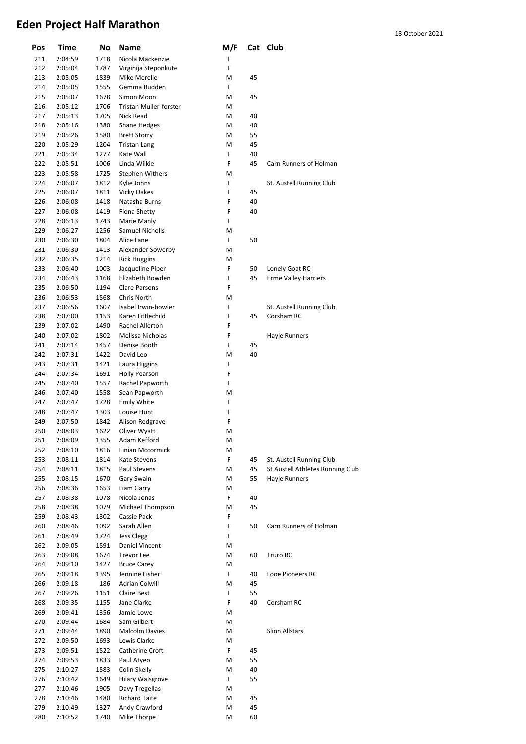# Eden Project Half Marathon

13 October 2021

| Pos | Time | No | Name | M/F | Cat | Club |
|---|---|---|---|---|---|---|
| 211 | 2:04:59 | 1718 | Nicola Mackenzie | F | | |
| 212 | 2:05:04 | 1787 | Virginija Steponkute | F | | |
| 213 | 2:05:05 | 1839 | Mike Merelie | M | 45 | |
| 214 | 2:05:05 | 1555 | Gemma Budden | F | | |
| 215 | 2:05:07 | 1678 | Simon Moon | M | 45 | |
| 216 | 2:05:12 | 1706 | Tristan Muller-forster | M | | |
| 217 | 2:05:13 | 1705 | Nick Read | M | 40 | |
| 218 | 2:05:16 | 1380 | Shane Hedges | M | 40 | |
| 219 | 2:05:26 | 1580 | Brett Storry | M | 55 | |
| 220 | 2:05:29 | 1204 | Tristan Lang | M | 45 | |
| 221 | 2:05:34 | 1277 | Kate Wall | F | 40 | |
| 222 | 2:05:51 | 1006 | Linda Wilkie | F | 45 | Carn Runners of Holman |
| 223 | 2:05:58 | 1725 | Stephen Withers | M | | |
| 224 | 2:06:07 | 1812 | Kylie Johns | F | | St. Austell Running Club |
| 225 | 2:06:07 | 1811 | Vicky Oakes | F | 45 | |
| 226 | 2:06:08 | 1418 | Natasha Burns | F | 40 | |
| 227 | 2:06:08 | 1419 | Fiona Shetty | F | 40 | |
| 228 | 2:06:13 | 1743 | Marie Manly | F | | |
| 229 | 2:06:27 | 1256 | Samuel Nicholls | M | | |
| 230 | 2:06:30 | 1804 | Alice Lane | F | 50 | |
| 231 | 2:06:30 | 1413 | Alexander Sowerby | M | | |
| 232 | 2:06:35 | 1214 | Rick Huggins | M | | |
| 233 | 2:06:40 | 1003 | Jacqueline Piper | F | 50 | Lonely Goat RC |
| 234 | 2:06:43 | 1168 | Elizabeth Bowden | F | 45 | Erme Valley Harriers |
| 235 | 2:06:50 | 1194 | Clare Parsons | F | | |
| 236 | 2:06:53 | 1568 | Chris North | M | | |
| 237 | 2:06:56 | 1607 | Isabel Irwin-bowler | F | | St. Austell Running Club |
| 238 | 2:07:00 | 1153 | Karen Littlechild | F | 45 | Corsham RC |
| 239 | 2:07:02 | 1490 | Rachel Allerton | F | | |
| 240 | 2:07:02 | 1802 | Melissa Nicholas | F | | Hayle Runners |
| 241 | 2:07:14 | 1457 | Denise Booth | F | 45 | |
| 242 | 2:07:31 | 1422 | David Leo | M | 40 | |
| 243 | 2:07:31 | 1421 | Laura Higgins | F | | |
| 244 | 2:07:34 | 1691 | Holly Pearson | F | | |
| 245 | 2:07:40 | 1557 | Rachel Papworth | F | | |
| 246 | 2:07:40 | 1558 | Sean Papworth | M | | |
| 247 | 2:07:47 | 1728 | Emily White | F | | |
| 248 | 2:07:47 | 1303 | Louise Hunt | F | | |
| 249 | 2:07:50 | 1842 | Alison Redgrave | F | | |
| 250 | 2:08:03 | 1622 | Oliver Wyatt | M | | |
| 251 | 2:08:09 | 1355 | Adam Kefford | M | | |
| 252 | 2:08:10 | 1816 | Finian Mccormick | M | | |
| 253 | 2:08:11 | 1814 | Kate Stevens | F | 45 | St. Austell Running Club |
| 254 | 2:08:11 | 1815 | Paul Stevens | M | 45 | St Austell Athletes Running Club |
| 255 | 2:08:15 | 1670 | Gary Swain | M | 55 | Hayle Runners |
| 256 | 2:08:36 | 1653 | Liam Garry | M | | |
| 257 | 2:08:38 | 1078 | Nicola Jonas | F | 40 | |
| 258 | 2:08:38 | 1079 | Michael Thompson | M | 45 | |
| 259 | 2:08:43 | 1302 | Cassie Pack | F | | |
| 260 | 2:08:46 | 1092 | Sarah Allen | F | 50 | Carn Runners of Holman |
| 261 | 2:08:49 | 1724 | Jess Clegg | F | | |
| 262 | 2:09:05 | 1591 | Daniel Vincent | M | | |
| 263 | 2:09:08 | 1674 | Trevor Lee | M | 60 | Truro RC |
| 264 | 2:09:10 | 1427 | Bruce Carey | M | | |
| 265 | 2:09:18 | 1395 | Jennine Fisher | F | 40 | Looe Pioneers RC |
| 266 | 2:09:18 | 186 | Adrian Colwill | M | 45 | |
| 267 | 2:09:26 | 1151 | Claire Best | F | 55 | |
| 268 | 2:09:35 | 1155 | Jane Clarke | F | 40 | Corsham RC |
| 269 | 2:09:41 | 1356 | Jamie Lowe | M | | |
| 270 | 2:09:44 | 1684 | Sam Gilbert | M | | |
| 271 | 2:09:44 | 1890 | Malcolm Davies | M | | Slinn Allstars |
| 272 | 2:09:50 | 1693 | Lewis Clarke | M | | |
| 273 | 2:09:51 | 1522 | Catherine Croft | F | 45 | |
| 274 | 2:09:53 | 1833 | Paul Atyeo | M | 55 | |
| 275 | 2:10:27 | 1583 | Colin Skelly | M | 40 | |
| 276 | 2:10:42 | 1649 | Hilary Walsgrove | F | 55 | |
| 277 | 2:10:46 | 1905 | Davy Tregellas | M | | |
| 278 | 2:10:46 | 1480 | Richard Taite | M | 45 | |
| 279 | 2:10:49 | 1327 | Andy Crawford | M | 45 | |
| 280 | 2:10:52 | 1740 | Mike Thorpe | M | 60 | |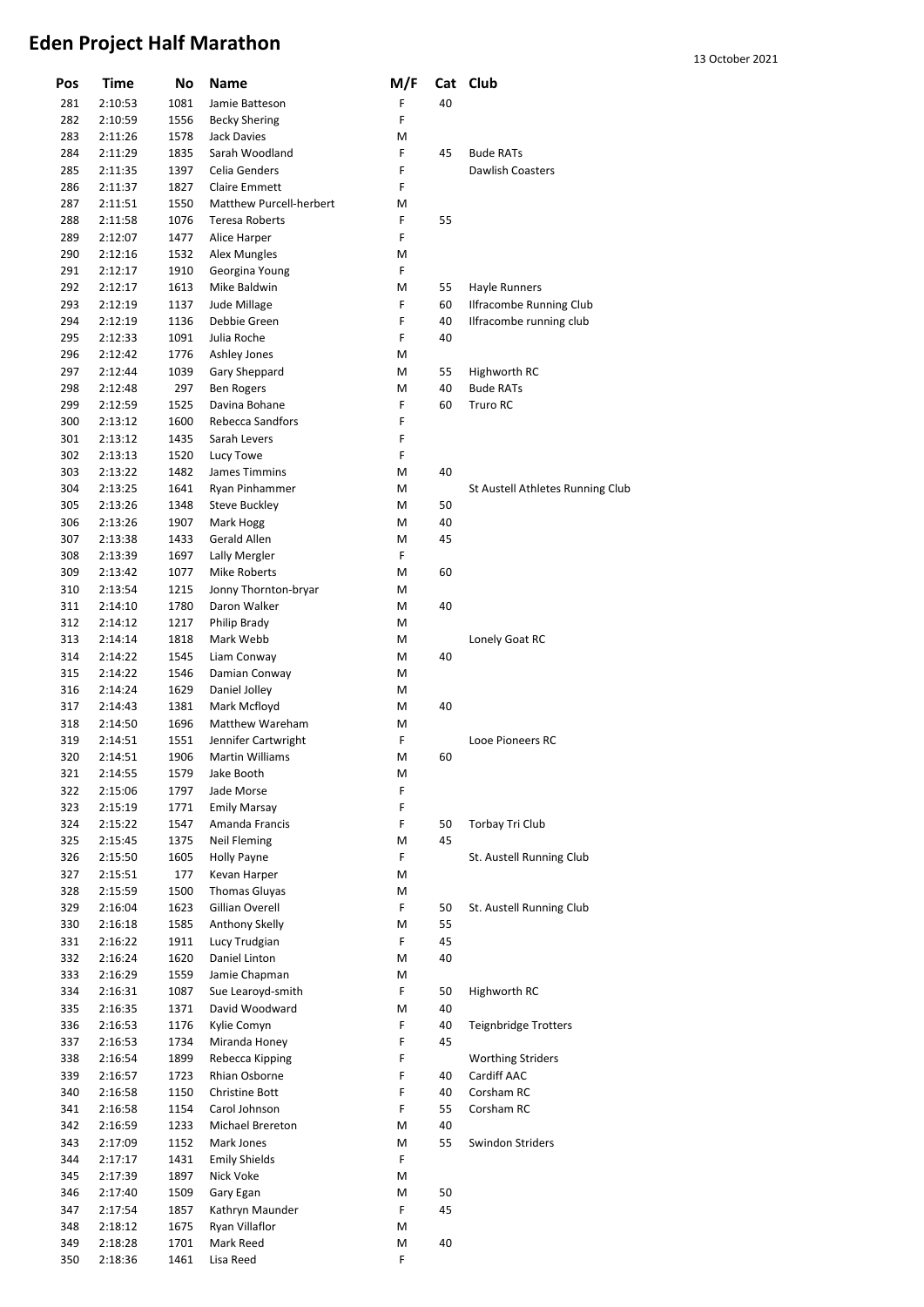# Eden Project Half Marathon

13 October 2021

| Pos | Time | No | Name | M/F | Cat | Club |
|---|---|---|---|---|---|---|
| 281 | 2:10:53 | 1081 | Jamie Batteson | F | 40 | |
| 282 | 2:10:59 | 1556 | Becky Shering | F | | |
| 283 | 2:11:26 | 1578 | Jack Davies | M | | |
| 284 | 2:11:29 | 1835 | Sarah Woodland | F | 45 | Bude RATs |
| 285 | 2:11:35 | 1397 | Celia Genders | F | | Dawlish Coasters |
| 286 | 2:11:37 | 1827 | Claire Emmett | F | | |
| 287 | 2:11:51 | 1550 | Matthew Purcell-herbert | M | | |
| 288 | 2:11:58 | 1076 | Teresa Roberts | F | 55 | |
| 289 | 2:12:07 | 1477 | Alice Harper | F | | |
| 290 | 2:12:16 | 1532 | Alex Mungles | M | | |
| 291 | 2:12:17 | 1910 | Georgina Young | F | | |
| 292 | 2:12:17 | 1613 | Mike Baldwin | M | 55 | Hayle Runners |
| 293 | 2:12:19 | 1137 | Jude Millage | F | 60 | Ilfracombe Running Club |
| 294 | 2:12:19 | 1136 | Debbie Green | F | 40 | Ilfracombe running club |
| 295 | 2:12:33 | 1091 | Julia Roche | F | 40 | |
| 296 | 2:12:42 | 1776 | Ashley Jones | M | | |
| 297 | 2:12:44 | 1039 | Gary Sheppard | M | 55 | Highworth RC |
| 298 | 2:12:48 | 297 | Ben Rogers | M | 40 | Bude RATs |
| 299 | 2:12:59 | 1525 | Davina Bohane | F | 60 | Truro RC |
| 300 | 2:13:12 | 1600 | Rebecca Sandfors | F | | |
| 301 | 2:13:12 | 1435 | Sarah Levers | F | | |
| 302 | 2:13:13 | 1520 | Lucy Towe | F | | |
| 303 | 2:13:22 | 1482 | James Timmins | M | 40 | |
| 304 | 2:13:25 | 1641 | Ryan Pinhammer | M | | St Austell Athletes Running Club |
| 305 | 2:13:26 | 1348 | Steve Buckley | M | 50 | |
| 306 | 2:13:26 | 1907 | Mark Hogg | M | 40 | |
| 307 | 2:13:38 | 1433 | Gerald Allen | M | 45 | |
| 308 | 2:13:39 | 1697 | Lally Mergler | F | | |
| 309 | 2:13:42 | 1077 | Mike Roberts | M | 60 | |
| 310 | 2:13:54 | 1215 | Jonny Thornton-bryar | M | | |
| 311 | 2:14:10 | 1780 | Daron Walker | M | 40 | |
| 312 | 2:14:12 | 1217 | Philip Brady | M | | |
| 313 | 2:14:14 | 1818 | Mark Webb | M | | Lonely Goat RC |
| 314 | 2:14:22 | 1545 | Liam Conway | M | 40 | |
| 315 | 2:14:22 | 1546 | Damian Conway | M | | |
| 316 | 2:14:24 | 1629 | Daniel Jolley | M | | |
| 317 | 2:14:43 | 1381 | Mark Mcfloyd | M | 40 | |
| 318 | 2:14:50 | 1696 | Matthew Wareham | M | | |
| 319 | 2:14:51 | 1551 | Jennifer Cartwright | F | | Looe Pioneers RC |
| 320 | 2:14:51 | 1906 | Martin Williams | M | 60 | |
| 321 | 2:14:55 | 1579 | Jake Booth | M | | |
| 322 | 2:15:06 | 1797 | Jade Morse | F | | |
| 323 | 2:15:19 | 1771 | Emily Marsay | F | | |
| 324 | 2:15:22 | 1547 | Amanda Francis | F | 50 | Torbay Tri Club |
| 325 | 2:15:45 | 1375 | Neil Fleming | M | 45 | |
| 326 | 2:15:50 | 1605 | Holly Payne | F | | St. Austell Running Club |
| 327 | 2:15:51 | 177 | Kevan Harper | M | | |
| 328 | 2:15:59 | 1500 | Thomas Gluyas | M | | |
| 329 | 2:16:04 | 1623 | Gillian Overell | F | 50 | St. Austell Running Club |
| 330 | 2:16:18 | 1585 | Anthony Skelly | M | 55 | |
| 331 | 2:16:22 | 1911 | Lucy Trudgian | F | 45 | |
| 332 | 2:16:24 | 1620 | Daniel Linton | M | 40 | |
| 333 | 2:16:29 | 1559 | Jamie Chapman | M | | |
| 334 | 2:16:31 | 1087 | Sue Learoyd-smith | F | 50 | Highworth RC |
| 335 | 2:16:35 | 1371 | David Woodward | M | 40 | |
| 336 | 2:16:53 | 1176 | Kylie Comyn | F | 40 | Teignbridge Trotters |
| 337 | 2:16:53 | 1734 | Miranda Honey | F | 45 | |
| 338 | 2:16:54 | 1899 | Rebecca Kipping | F | | Worthing Striders |
| 339 | 2:16:57 | 1723 | Rhian Osborne | F | 40 | Cardiff AAC |
| 340 | 2:16:58 | 1150 | Christine Bott | F | 40 | Corsham RC |
| 341 | 2:16:58 | 1154 | Carol Johnson | F | 55 | Corsham RC |
| 342 | 2:16:59 | 1233 | Michael Brereton | M | 40 | |
| 343 | 2:17:09 | 1152 | Mark Jones | M | 55 | Swindon Striders |
| 344 | 2:17:17 | 1431 | Emily Shields | F | | |
| 345 | 2:17:39 | 1897 | Nick Voke | M | | |
| 346 | 2:17:40 | 1509 | Gary Egan | M | 50 | |
| 347 | 2:17:54 | 1857 | Kathryn Maunder | F | 45 | |
| 348 | 2:18:12 | 1675 | Ryan Villaflor | M | | |
| 349 | 2:18:28 | 1701 | Mark Reed | M | 40 | |
| 350 | 2:18:36 | 1461 | Lisa Reed | F | | |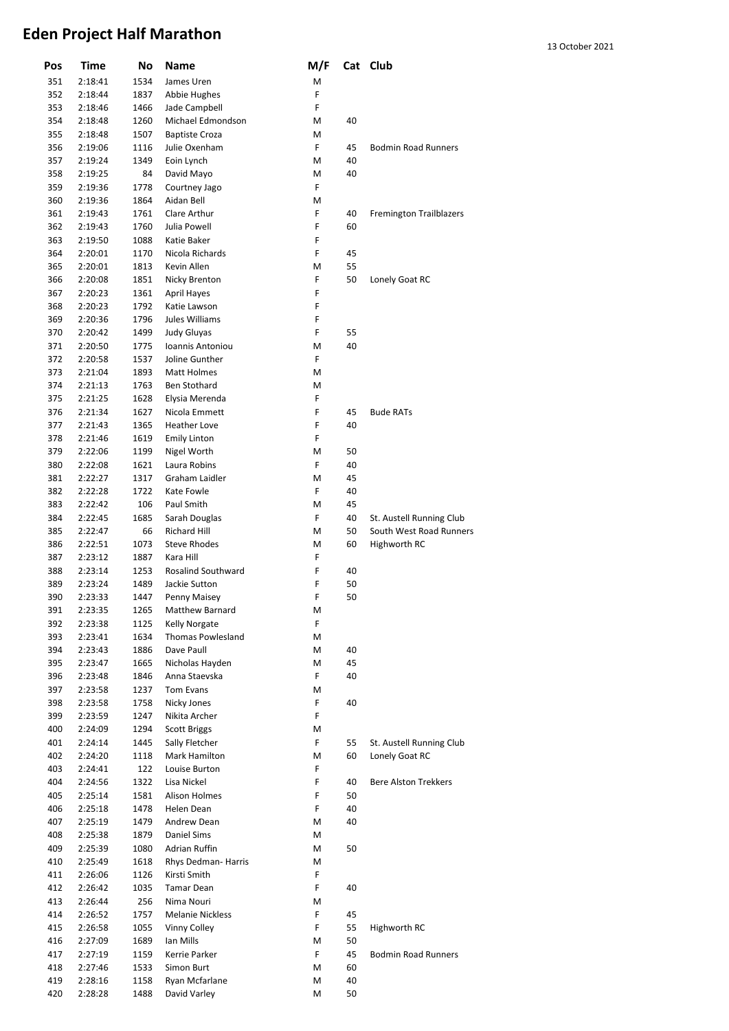# Eden Project Half Marathon

13 October 2021

| Pos | Time | No | Name | M/F | Cat | Club |
|---|---|---|---|---|---|---|
| 351 | 2:18:41 | 1534 | James Uren | M | | |
| 352 | 2:18:44 | 1837 | Abbie Hughes | F | | |
| 353 | 2:18:46 | 1466 | Jade Campbell | F | | |
| 354 | 2:18:48 | 1260 | Michael Edmondson | M | 40 | |
| 355 | 2:18:48 | 1507 | Baptiste Croza | M | | |
| 356 | 2:19:06 | 1116 | Julie Oxenham | F | 45 | Bodmin Road Runners |
| 357 | 2:19:24 | 1349 | Eoin Lynch | M | 40 | |
| 358 | 2:19:25 | 84 | David Mayo | M | 40 | |
| 359 | 2:19:36 | 1778 | Courtney Jago | F | | |
| 360 | 2:19:36 | 1864 | Aidan Bell | M | | |
| 361 | 2:19:43 | 1761 | Clare Arthur | F | 40 | Fremington Trailblazers |
| 362 | 2:19:43 | 1760 | Julia Powell | F | 60 | |
| 363 | 2:19:50 | 1088 | Katie Baker | F | | |
| 364 | 2:20:01 | 1170 | Nicola Richards | F | 45 | |
| 365 | 2:20:01 | 1813 | Kevin Allen | M | 55 | |
| 366 | 2:20:08 | 1851 | Nicky Brenton | F | 50 | Lonely Goat RC |
| 367 | 2:20:23 | 1361 | April Hayes | F | | |
| 368 | 2:20:23 | 1792 | Katie Lawson | F | | |
| 369 | 2:20:36 | 1796 | Jules Williams | F | | |
| 370 | 2:20:42 | 1499 | Judy Gluyas | F | 55 | |
| 371 | 2:20:50 | 1775 | Ioannis Antoniou | M | 40 | |
| 372 | 2:20:58 | 1537 | Joline Gunther | F | | |
| 373 | 2:21:04 | 1893 | Matt Holmes | M | | |
| 374 | 2:21:13 | 1763 | Ben Stothard | M | | |
| 375 | 2:21:25 | 1628 | Elysia Merenda | F | | |
| 376 | 2:21:34 | 1627 | Nicola Emmett | F | 45 | Bude RATs |
| 377 | 2:21:43 | 1365 | Heather Love | F | 40 | |
| 378 | 2:21:46 | 1619 | Emily Linton | F | | |
| 379 | 2:22:06 | 1199 | Nigel Worth | M | 50 | |
| 380 | 2:22:08 | 1621 | Laura Robins | F | 40 | |
| 381 | 2:22:27 | 1317 | Graham Laidler | M | 45 | |
| 382 | 2:22:28 | 1722 | Kate Fowle | F | 40 | |
| 383 | 2:22:42 | 106 | Paul Smith | M | 45 | |
| 384 | 2:22:45 | 1685 | Sarah Douglas | F | 40 | St. Austell Running Club |
| 385 | 2:22:47 | 66 | Richard Hill | M | 50 | South West Road Runners |
| 386 | 2:22:51 | 1073 | Steve Rhodes | M | 60 | Highworth RC |
| 387 | 2:23:12 | 1887 | Kara Hill | F | | |
| 388 | 2:23:14 | 1253 | Rosalind Southward | F | 40 | |
| 389 | 2:23:24 | 1489 | Jackie Sutton | F | 50 | |
| 390 | 2:23:33 | 1447 | Penny Maisey | F | 50 | |
| 391 | 2:23:35 | 1265 | Matthew Barnard | M | | |
| 392 | 2:23:38 | 1125 | Kelly Norgate | F | | |
| 393 | 2:23:41 | 1634 | Thomas Powlesland | M | | |
| 394 | 2:23:43 | 1886 | Dave Paull | M | 40 | |
| 395 | 2:23:47 | 1665 | Nicholas Hayden | M | 45 | |
| 396 | 2:23:48 | 1846 | Anna Staevska | F | 40 | |
| 397 | 2:23:58 | 1237 | Tom Evans | M | | |
| 398 | 2:23:58 | 1758 | Nicky Jones | F | 40 | |
| 399 | 2:23:59 | 1247 | Nikita Archer | F | | |
| 400 | 2:24:09 | 1294 | Scott Briggs | M | | |
| 401 | 2:24:14 | 1445 | Sally Fletcher | F | 55 | St. Austell Running Club |
| 402 | 2:24:20 | 1118 | Mark Hamilton | M | 60 | Lonely Goat RC |
| 403 | 2:24:41 | 122 | Louise Burton | F | | |
| 404 | 2:24:56 | 1322 | Lisa Nickel | F | 40 | Bere Alston Trekkers |
| 405 | 2:25:14 | 1581 | Alison Holmes | F | 50 | |
| 406 | 2:25:18 | 1478 | Helen Dean | F | 40 | |
| 407 | 2:25:19 | 1479 | Andrew Dean | M | 40 | |
| 408 | 2:25:38 | 1879 | Daniel Sims | M | | |
| 409 | 2:25:39 | 1080 | Adrian Ruffin | M | 50 | |
| 410 | 2:25:49 | 1618 | Rhys Dedman- Harris | M | | |
| 411 | 2:26:06 | 1126 | Kirsti Smith | F | | |
| 412 | 2:26:42 | 1035 | Tamar Dean | F | 40 | |
| 413 | 2:26:44 | 256 | Nima Nouri | M | | |
| 414 | 2:26:52 | 1757 | Melanie Nickless | F | 45 | |
| 415 | 2:26:58 | 1055 | Vinny Colley | F | 55 | Highworth RC |
| 416 | 2:27:09 | 1689 | Ian Mills | M | 50 | |
| 417 | 2:27:19 | 1159 | Kerrie Parker | F | 45 | Bodmin Road Runners |
| 418 | 2:27:46 | 1533 | Simon Burt | M | 60 | |
| 419 | 2:28:16 | 1158 | Ryan Mcfarlane | M | 40 | |
| 420 | 2:28:28 | 1488 | David Varley | M | 50 | |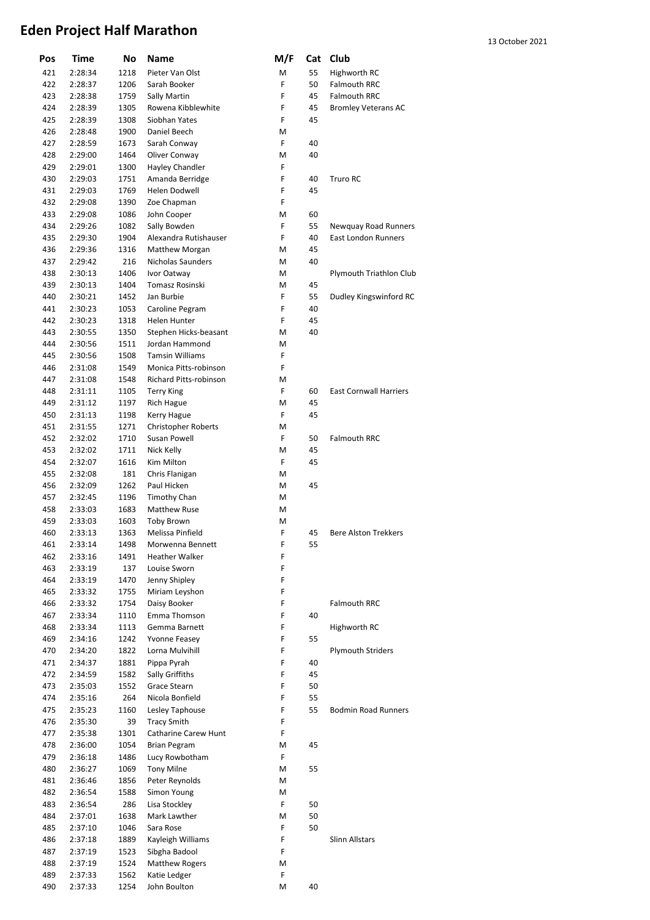# Eden Project Half Marathon

13 October 2021

| Pos | Time | No | Name | M/F | Cat | Club |
|---|---|---|---|---|---|---|
| 421 | 2:28:34 | 1218 | Pieter Van Olst | M | 55 | Highworth RC |
| 422 | 2:28:37 | 1206 | Sarah Booker | F | 50 | Falmouth RRC |
| 423 | 2:28:38 | 1759 | Sally Martin | F | 45 | Falmouth RRC |
| 424 | 2:28:39 | 1305 | Rowena Kibblewhite | F | 45 | Bromley Veterans AC |
| 425 | 2:28:39 | 1308 | Siobhan Yates | F | 45 | |
| 426 | 2:28:48 | 1900 | Daniel Beech | M | | |
| 427 | 2:28:59 | 1673 | Sarah Conway | F | 40 | |
| 428 | 2:29:00 | 1464 | Oliver Conway | M | 40 | |
| 429 | 2:29:01 | 1300 | Hayley Chandler | F | | |
| 430 | 2:29:03 | 1751 | Amanda Berridge | F | 40 | Truro RC |
| 431 | 2:29:03 | 1769 | Helen Dodwell | F | 45 | |
| 432 | 2:29:08 | 1390 | Zoe Chapman | F | | |
| 433 | 2:29:08 | 1086 | John Cooper | M | 60 | |
| 434 | 2:29:26 | 1082 | Sally Bowden | F | 55 | Newquay Road Runners |
| 435 | 2:29:30 | 1904 | Alexandra Rutishauser | F | 40 | East London Runners |
| 436 | 2:29:36 | 1316 | Matthew Morgan | M | 45 | |
| 437 | 2:29:42 | 216 | Nicholas Saunders | M | 40 | |
| 438 | 2:30:13 | 1406 | Ivor Oatway | M | | Plymouth Triathlon Club |
| 439 | 2:30:13 | 1404 | Tomasz Rosinski | M | 45 | |
| 440 | 2:30:21 | 1452 | Jan Burbie | F | 55 | Dudley Kingswinford RC |
| 441 | 2:30:23 | 1053 | Caroline Pegram | F | 40 | |
| 442 | 2:30:23 | 1318 | Helen Hunter | F | 45 | |
| 443 | 2:30:55 | 1350 | Stephen Hicks-beasant | M | 40 | |
| 444 | 2:30:56 | 1511 | Jordan Hammond | M | | |
| 445 | 2:30:56 | 1508 | Tamsin Williams | F | | |
| 446 | 2:31:08 | 1549 | Monica Pitts-robinson | F | | |
| 447 | 2:31:08 | 1548 | Richard Pitts-robinson | M | | |
| 448 | 2:31:11 | 1105 | Terry King | F | 60 | East Cornwall Harriers |
| 449 | 2:31:12 | 1197 | Rich Hague | M | 45 | |
| 450 | 2:31:13 | 1198 | Kerry Hague | F | 45 | |
| 451 | 2:31:55 | 1271 | Christopher Roberts | M | | |
| 452 | 2:32:02 | 1710 | Susan Powell | F | 50 | Falmouth RRC |
| 453 | 2:32:02 | 1711 | Nick Kelly | M | 45 | |
| 454 | 2:32:07 | 1616 | Kim Milton | F | 45 | |
| 455 | 2:32:08 | 181 | Chris Flanigan | M | | |
| 456 | 2:32:09 | 1262 | Paul Hicken | M | 45 | |
| 457 | 2:32:45 | 1196 | Timothy Chan | M | | |
| 458 | 2:33:03 | 1683 | Matthew Ruse | M | | |
| 459 | 2:33:03 | 1603 | Toby Brown | M | | |
| 460 | 2:33:13 | 1363 | Melissa Pinfield | F | 45 | Bere Alston Trekkers |
| 461 | 2:33:14 | 1498 | Morwenna Bennett | F | 55 | |
| 462 | 2:33:16 | 1491 | Heather Walker | F | | |
| 463 | 2:33:19 | 137 | Louise Sworn | F | | |
| 464 | 2:33:19 | 1470 | Jenny Shipley | F | | |
| 465 | 2:33:32 | 1755 | Miriam Leyshon | F | | |
| 466 | 2:33:32 | 1754 | Daisy Booker | F | | Falmouth RRC |
| 467 | 2:33:34 | 1110 | Emma Thomson | F | 40 | |
| 468 | 2:33:34 | 1113 | Gemma Barnett | F | | Highworth RC |
| 469 | 2:34:16 | 1242 | Yvonne Feasey | F | 55 | |
| 470 | 2:34:20 | 1822 | Lorna Mulvihill | F | | Plymouth Striders |
| 471 | 2:34:37 | 1881 | Pippa Pyrah | F | 40 | |
| 472 | 2:34:59 | 1582 | Sally Griffiths | F | 45 | |
| 473 | 2:35:03 | 1552 | Grace Stearn | F | 50 | |
| 474 | 2:35:16 | 264 | Nicola Bonfield | F | 55 | |
| 475 | 2:35:23 | 1160 | Lesley Taphouse | F | 55 | Bodmin Road Runners |
| 476 | 2:35:30 | 39 | Tracy Smith | F | | |
| 477 | 2:35:38 | 1301 | Catharine Carew Hunt | F | | |
| 478 | 2:36:00 | 1054 | Brian Pegram | M | 45 | |
| 479 | 2:36:18 | 1486 | Lucy Rowbotham | F | | |
| 480 | 2:36:27 | 1069 | Tony Milne | M | 55 | |
| 481 | 2:36:46 | 1856 | Peter Reynolds | M | | |
| 482 | 2:36:54 | 1588 | Simon Young | M | | |
| 483 | 2:36:54 | 286 | Lisa Stockley | F | 50 | |
| 484 | 2:37:01 | 1638 | Mark Lawther | M | 50 | |
| 485 | 2:37:10 | 1046 | Sara Rose | F | 50 | |
| 486 | 2:37:18 | 1889 | Kayleigh Williams | F | | Slinn Allstars |
| 487 | 2:37:19 | 1523 | Sibgha Badool | F | | |
| 488 | 2:37:19 | 1524 | Matthew Rogers | M | | |
| 489 | 2:37:33 | 1562 | Katie Ledger | F | | |
| 490 | 2:37:33 | 1254 | John Boulton | M | 40 | |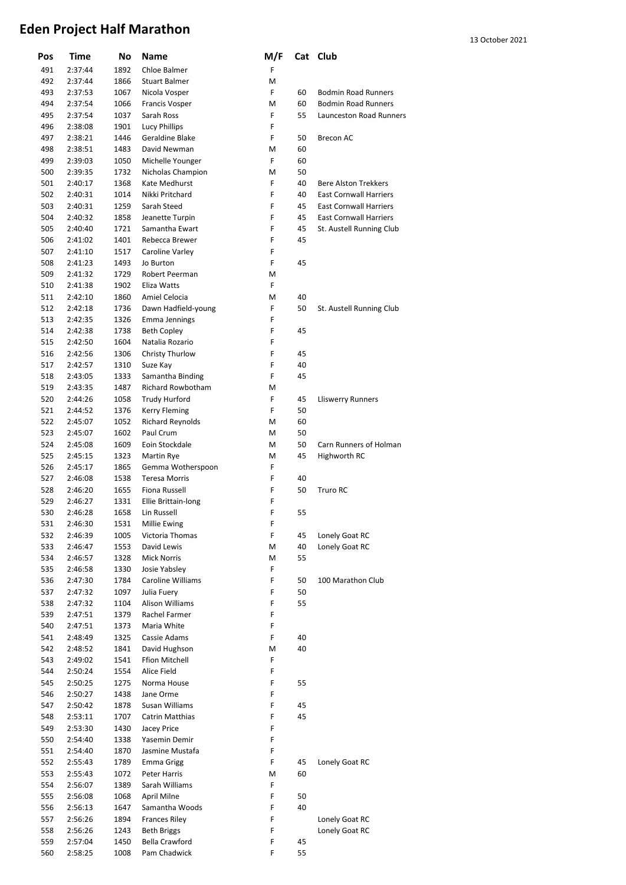# Eden Project Half Marathon

13 October 2021

| Pos | Time | No | Name | M/F | Cat | Club |
|---|---|---|---|---|---|---|
| 491 | 2:37:44 | 1892 | Chloe Balmer | F | | |
| 492 | 2:37:44 | 1866 | Stuart Balmer | M | | |
| 493 | 2:37:53 | 1067 | Nicola Vosper | F | 60 | Bodmin Road Runners |
| 494 | 2:37:54 | 1066 | Francis Vosper | M | 60 | Bodmin Road Runners |
| 495 | 2:37:54 | 1037 | Sarah Ross | F | 55 | Launceston Road Runners |
| 496 | 2:38:08 | 1901 | Lucy Phillips | F | | |
| 497 | 2:38:21 | 1446 | Geraldine Blake | F | 50 | Brecon AC |
| 498 | 2:38:51 | 1483 | David Newman | M | 60 | |
| 499 | 2:39:03 | 1050 | Michelle Younger | F | 60 | |
| 500 | 2:39:35 | 1732 | Nicholas Champion | M | 50 | |
| 501 | 2:40:17 | 1368 | Kate Medhurst | F | 40 | Bere Alston Trekkers |
| 502 | 2:40:31 | 1014 | Nikki Pritchard | F | 40 | East Cornwall Harriers |
| 503 | 2:40:31 | 1259 | Sarah Steed | F | 45 | East Cornwall Harriers |
| 504 | 2:40:32 | 1858 | Jeanette Turpin | F | 45 | East Cornwall Harriers |
| 505 | 2:40:40 | 1721 | Samantha Ewart | F | 45 | St. Austell Running Club |
| 506 | 2:41:02 | 1401 | Rebecca Brewer | F | 45 | |
| 507 | 2:41:10 | 1517 | Caroline Varley | F | | |
| 508 | 2:41:23 | 1493 | Jo Burton | F | 45 | |
| 509 | 2:41:32 | 1729 | Robert Peerman | M | | |
| 510 | 2:41:38 | 1902 | Eliza Watts | F | | |
| 511 | 2:42:10 | 1860 | Amiel Celocia | M | 40 | |
| 512 | 2:42:18 | 1736 | Dawn Hadfield-young | F | 50 | St. Austell Running Club |
| 513 | 2:42:35 | 1326 | Emma Jennings | F | | |
| 514 | 2:42:38 | 1738 | Beth Copley | F | 45 | |
| 515 | 2:42:50 | 1604 | Natalia Rozario | F | | |
| 516 | 2:42:56 | 1306 | Christy Thurlow | F | 45 | |
| 517 | 2:42:57 | 1310 | Suze Kay | F | 40 | |
| 518 | 2:43:05 | 1333 | Samantha Binding | F | 45 | |
| 519 | 2:43:35 | 1487 | Richard Rowbotham | M | | |
| 520 | 2:44:26 | 1058 | Trudy Hurford | F | 45 | Lliswerry Runners |
| 521 | 2:44:52 | 1376 | Kerry Fleming | F | 50 | |
| 522 | 2:45:07 | 1052 | Richard Reynolds | M | 60 | |
| 523 | 2:45:07 | 1602 | Paul Crum | M | 50 | |
| 524 | 2:45:08 | 1609 | Eoin Stockdale | M | 50 | Carn Runners of Holman |
| 525 | 2:45:15 | 1323 | Martin Rye | M | 45 | Highworth RC |
| 526 | 2:45:17 | 1865 | Gemma Wotherspoon | F | | |
| 527 | 2:46:08 | 1538 | Teresa Morris | F | 40 | |
| 528 | 2:46:20 | 1655 | Fiona Russell | F | 50 | Truro RC |
| 529 | 2:46:27 | 1331 | Ellie Brittain-long | F | | |
| 530 | 2:46:28 | 1658 | Lin Russell | F | 55 | |
| 531 | 2:46:30 | 1531 | Millie Ewing | F | | |
| 532 | 2:46:39 | 1005 | Victoria Thomas | F | 45 | Lonely Goat RC |
| 533 | 2:46:47 | 1553 | David Lewis | M | 40 | Lonely Goat RC |
| 534 | 2:46:57 | 1328 | Mick Norris | M | 55 | |
| 535 | 2:46:58 | 1330 | Josie Yabsley | F | | |
| 536 | 2:47:30 | 1784 | Caroline Williams | F | 50 | 100 Marathon Club |
| 537 | 2:47:32 | 1097 | Julia Fuery | F | 50 | |
| 538 | 2:47:32 | 1104 | Alison Williams | F | 55 | |
| 539 | 2:47:51 | 1379 | Rachel Farmer | F | | |
| 540 | 2:47:51 | 1373 | Maria White | F | | |
| 541 | 2:48:49 | 1325 | Cassie Adams | F | 40 | |
| 542 | 2:48:52 | 1841 | David Hughson | M | 40 | |
| 543 | 2:49:02 | 1541 | Ffion Mitchell | F | | |
| 544 | 2:50:24 | 1554 | Alice Field | F | | |
| 545 | 2:50:25 | 1275 | Norma House | F | 55 | |
| 546 | 2:50:27 | 1438 | Jane Orme | F | | |
| 547 | 2:50:42 | 1878 | Susan Williams | F | 45 | |
| 548 | 2:53:11 | 1707 | Catrin Matthias | F | 45 | |
| 549 | 2:53:30 | 1430 | Jacey Price | F | | |
| 550 | 2:54:40 | 1338 | Yasemin Demir | F | | |
| 551 | 2:54:40 | 1870 | Jasmine Mustafa | F | | |
| 552 | 2:55:43 | 1789 | Emma Grigg | F | 45 | Lonely Goat RC |
| 553 | 2:55:43 | 1072 | Peter Harris | M | 60 | |
| 554 | 2:56:07 | 1389 | Sarah Williams | F | | |
| 555 | 2:56:08 | 1068 | April Milne | F | 50 | |
| 556 | 2:56:13 | 1647 | Samantha Woods | F | 40 | |
| 557 | 2:56:26 | 1894 | Frances Riley | F | | Lonely Goat RC |
| 558 | 2:56:26 | 1243 | Beth Briggs | F | | Lonely Goat RC |
| 559 | 2:57:04 | 1450 | Bella Crawford | F | 45 | |
| 560 | 2:58:25 | 1008 | Pam Chadwick | F | 55 | |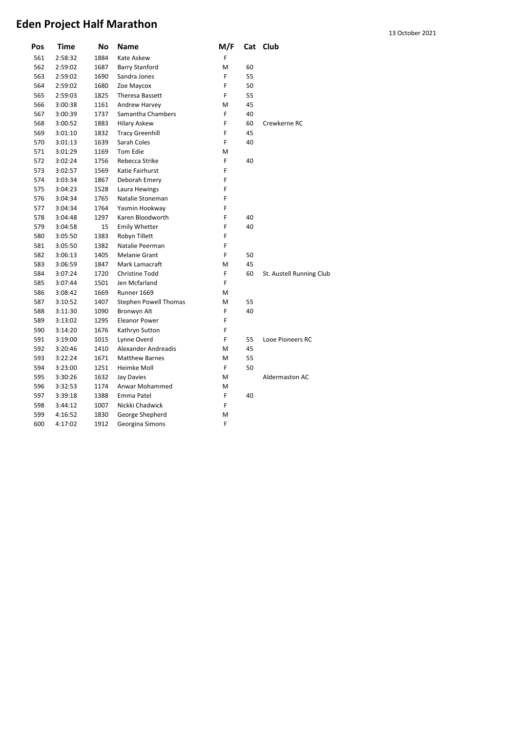# Eden Project Half Marathon

13 October 2021

| Pos | Time | No | Name | M/F | Cat | Club |
|---|---|---|---|---|---|---|
| 561 | 2:58:32 | 1884 | Kate Askew | F | | |
| 562 | 2:59:02 | 1687 | Barry Stanford | M | 60 | |
| 563 | 2:59:02 | 1690 | Sandra Jones | F | 55 | |
| 564 | 2:59:02 | 1680 | Zoe Maycox | F | 50 | |
| 565 | 2:59:03 | 1825 | Theresa Bassett | F | 55 | |
| 566 | 3:00:38 | 1161 | Andrew Harvey | M | 45 | |
| 567 | 3:00:39 | 1737 | Samantha Chambers | F | 40 | |
| 568 | 3:00:52 | 1883 | Hilary Askew | F | 60 | Crewkerne RC |
| 569 | 3:01:10 | 1832 | Tracy Greenhill | F | 45 | |
| 570 | 3:01:13 | 1639 | Sarah Coles | F | 40 | |
| 571 | 3:01:29 | 1169 | Tom Edie | M | | |
| 572 | 3:02:24 | 1756 | Rebecca Strike | F | 40 | |
| 573 | 3:02:57 | 1569 | Katie Fairhurst | F | | |
| 574 | 3:03:34 | 1867 | Deborah Emery | F | | |
| 575 | 3:04:23 | 1528 | Laura Hewings | F | | |
| 576 | 3:04:34 | 1765 | Natalie Stoneman | F | | |
| 577 | 3:04:34 | 1764 | Yasmin Hookway | F | | |
| 578 | 3:04:48 | 1297 | Karen Bloodworth | F | 40 | |
| 579 | 3:04:58 | 15 | Emily Whetter | F | 40 | |
| 580 | 3:05:50 | 1383 | Robyn Tillett | F | | |
| 581 | 3:05:50 | 1382 | Natalie Peerman | F | | |
| 582 | 3:06:13 | 1405 | Melanie Grant | F | 50 | |
| 583 | 3:06:59 | 1847 | Mark Lamacraft | M | 45 | |
| 584 | 3:07:24 | 1720 | Christine Todd | F | 60 | St. Austell Running Club |
| 585 | 3:07:44 | 1501 | Jen Mcfarland | F | | |
| 586 | 3:08:42 | 1669 | Runner 1669 | M | | |
| 587 | 3:10:52 | 1407 | Stephen Powell Thomas | M | 55 | |
| 588 | 3:11:30 | 1090 | Bronwyn Alt | F | 40 | |
| 589 | 3:13:02 | 1295 | Eleanor Power | F | | |
| 590 | 3:14:20 | 1676 | Kathryn Sutton | F | | |
| 591 | 3:19:00 | 1015 | Lynne Overd | F | 55 | Looe Pioneers RC |
| 592 | 3:20:46 | 1410 | Alexander Andreadis | M | 45 | |
| 593 | 3:22:24 | 1671 | Matthew Barnes | M | 55 | |
| 594 | 3:23:00 | 1251 | Heimke Moll | F | 50 | |
| 595 | 3:30:26 | 1632 | Jay Davies | M | | Aldermaston AC |
| 596 | 3:32:53 | 1174 | Anwar Mohammed | M | | |
| 597 | 3:39:18 | 1388 | Emma Patel | F | 40 | |
| 598 | 3:44:12 | 1007 | Nickki Chadwick | F | | |
| 599 | 4:16:52 | 1830 | George Shepherd | M | | |
| 600 | 4:17:02 | 1912 | Georgina Simons | F | | |